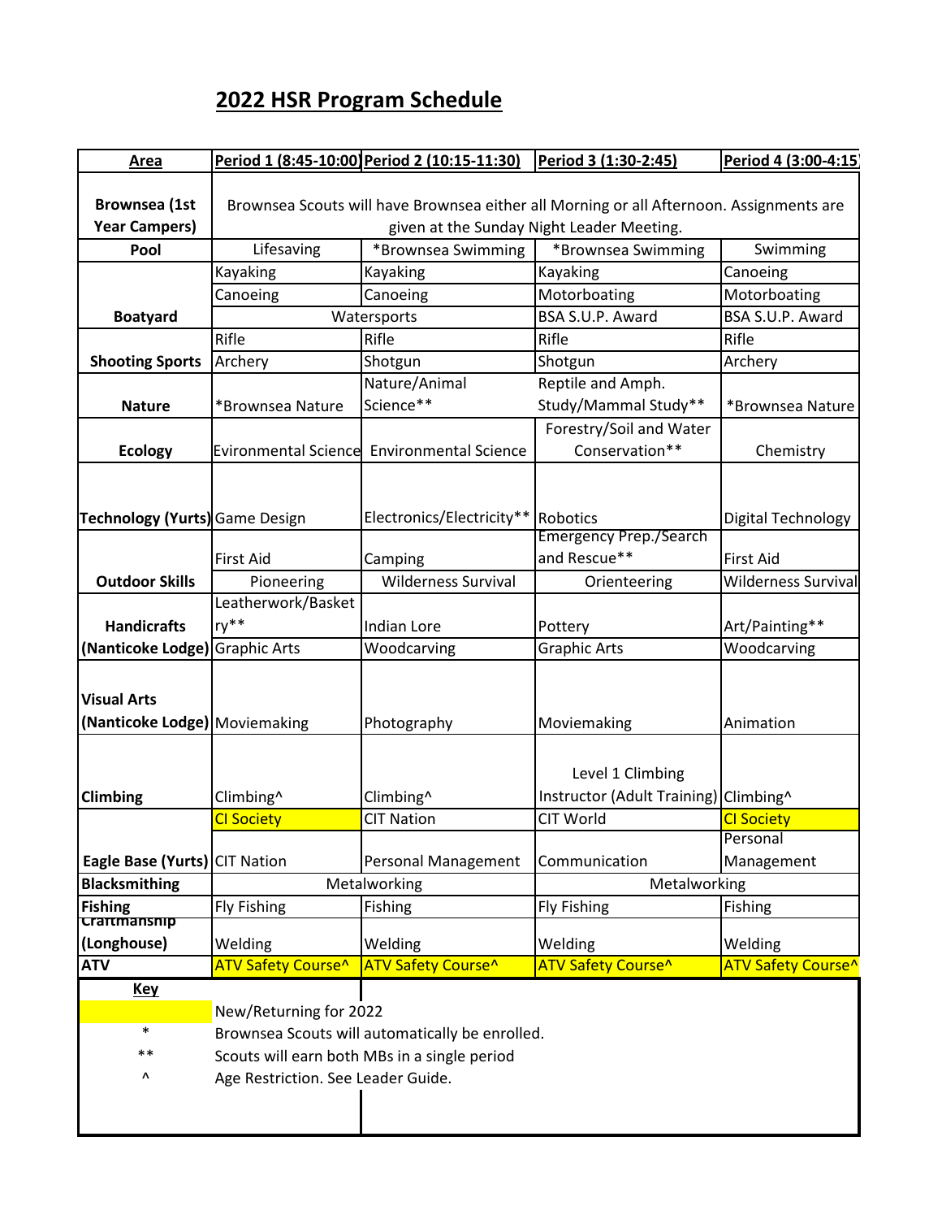# 2022 HSR Program Schedule

| Area | Period 1 (8:45-10:00) | Period 2 (10:15-11:30) | Period 3 (1:30-2:45) | Period 4 (3:00-4:15) |
|---|---|---|---|---|
| Brownsea (1st Year Campers) | Brownsea Scouts will have Brownsea either all Morning or all Afternoon. Assignments are given at the Sunday Night Leader Meeting. | | | |
| Pool | Lifesaving | *Brownsea Swimming | *Brownsea Swimming | Swimming |
| Boatyard | Kayaking | Kayaking | Kayaking | Canoeing |
| | Canoeing | Canoeing | Motorboating | Motorboating |
| | Watersports | | BSA S.U.P. Award | BSA S.U.P. Award |
| Shooting Sports | Rifle | Rifle | Rifle | Rifle |
| | Archery | Shotgun | Shotgun | Archery |
| Nature | *Brownsea Nature | Nature/Animal Science** | Reptile and Amph. Study/Mammal Study** | *Brownsea Nature |
| Ecology | Evironmental Science | Environmental Science | Forestry/Soil and Water Conservation** | Chemistry |
| Technology (Yurts) | Game Design | Electronics/Electricity** | Robotics | Digital Technology |
| Outdoor Skills | First Aid | Camping | Emergency Prep./Search and Rescue** | First Aid |
| | Pioneering | Wilderness Survival | Orienteering | Wilderness Survival |
| Handicrafts (Nanticoke Lodge) | Leatherwork/Basketry** | Indian Lore | Pottery | Art/Painting** |
| | Graphic Arts | Woodcarving | Graphic Arts | Woodcarving |
| Visual Arts (Nanticoke Lodge) | Moviemaking | Photography | Moviemaking | Animation |
| Climbing | Climbing^ | Climbing^ | Level 1 Climbing Instructor (Adult Training) | Climbing^ |
| Eagle Base (Yurts) | CI Society | CIT Nation | CIT World | CI Society |
| | CIT Nation | Personal Management | Communication | Personal Management |
| Blacksmithing | Metalworking | | Metalworking | |
| Fishing | Fly Fishing | Fishing | Fly Fishing | Fishing |
| Craftmanship (Longhouse) | Welding | Welding | Welding | Welding |
| ATV | ATV Safety Course^ | ATV Safety Course^ | ATV Safety Course^ | ATV Safety Course^ |

**Key**

| Symbol | Meaning |
|---|---|
| (yellow highlight) | New/Returning for 2022 |
| * | Brownsea Scouts will automatically be enrolled. |
| ** | Scouts will earn both MBs in a single period |
| ^ | Age Restriction. See Leader Guide. |